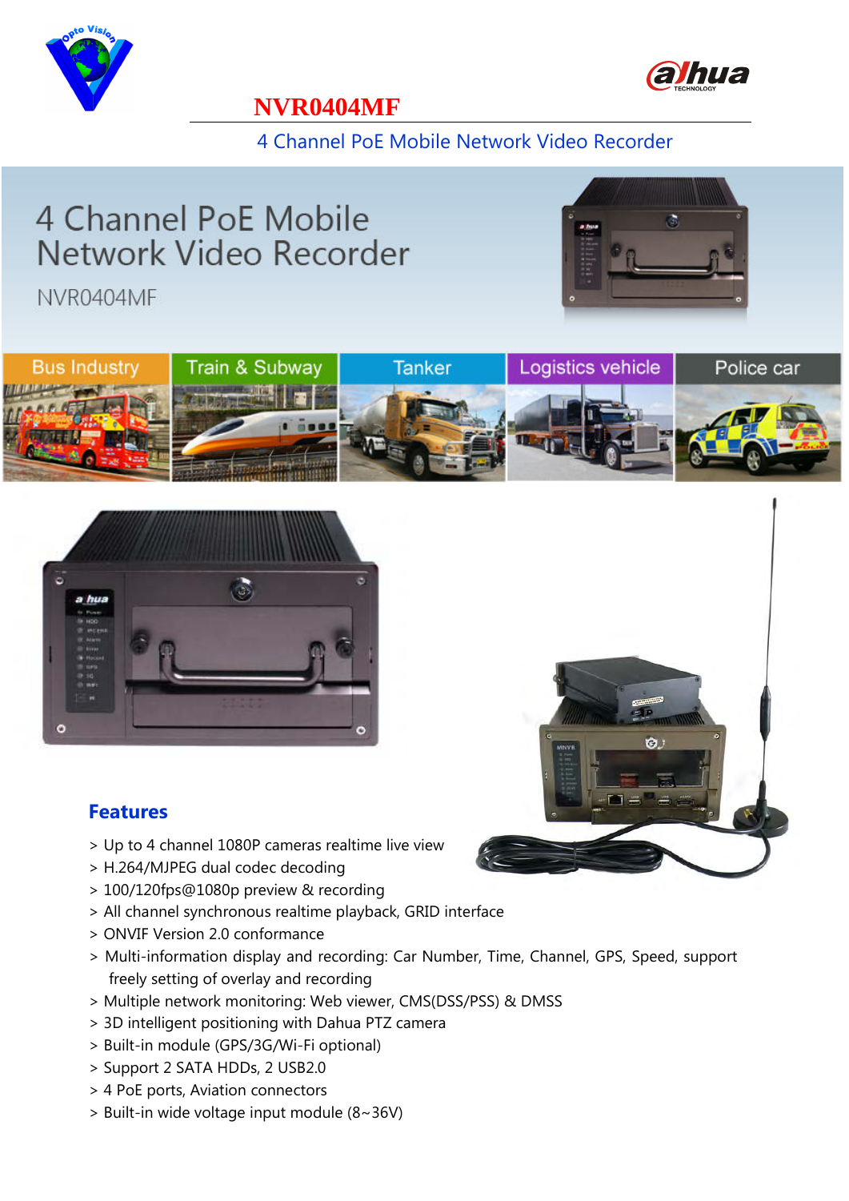# NVR0404MF

4 Channel PoE Mobile Network Video Recorder

## 4 Channel PoE Mobile Network Video Recorder

NVR0404MF

Bus Industry | Train & Subway | Tanker | Logistics vehicle | Police car

### Features

> Up to 4 channel 1080P cameras realtime live view
> H.264/MJPEG dual codec decoding
> 100/120fps@1080p preview & recording
> All channel synchronous realtime playback, GRID interface
> ONVIF Version 2.0 conformance
> Multi-information display and recording: Car Number, Time, Channel, GPS, Speed, support freely setting of overlay and recording
> Multiple network monitoring: Web viewer, CMS(DSS/PSS) & DMSS
> 3D intelligent positioning with Dahua PTZ camera
> Built-in module (GPS/3G/Wi-Fi optional)
> Support 2 SATA HDDs, 2 USB2.0
> 4 PoE ports, Aviation connectors
> Built-in wide voltage input module (8~36V)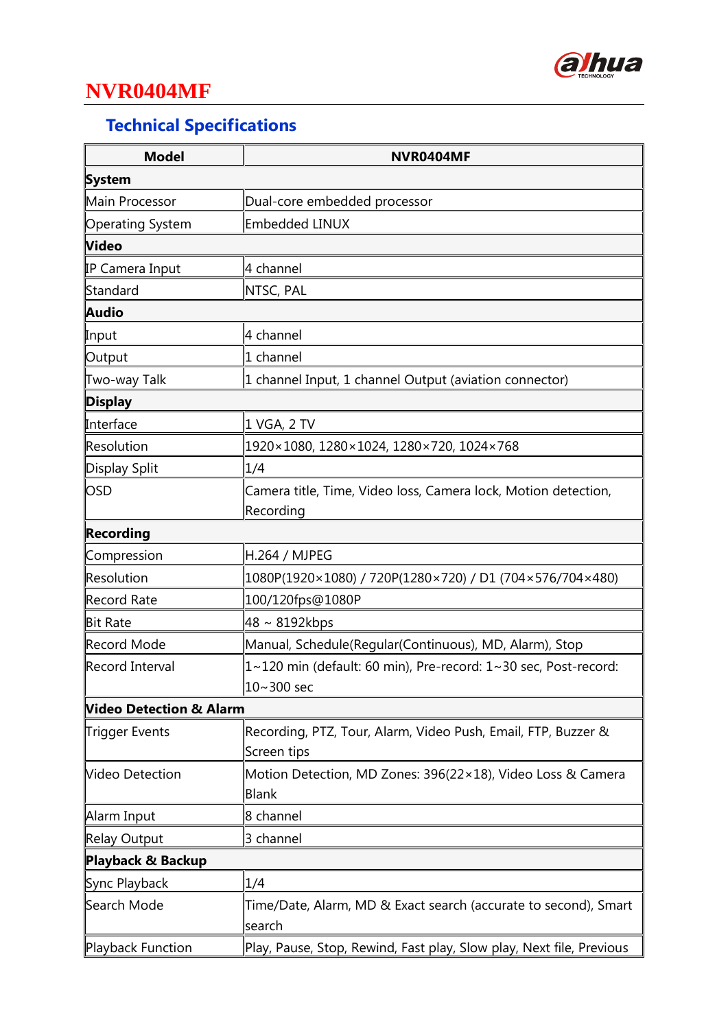# NVR0404MF

## Technical Specifications

| Model | NVR0404MF |
|---|---|
| **System** | |
| Main Processor | Dual-core embedded processor |
| Operating System | Embedded LINUX |
| **Video** | |
| IP Camera Input | 4 channel |
| Standard | NTSC, PAL |
| **Audio** | |
| Input | 4 channel |
| Output | 1 channel |
| Two-way Talk | 1 channel Input, 1 channel Output (aviation connector) |
| **Display** | |
| Interface | 1 VGA, 2 TV |
| Resolution | 1920×1080, 1280×1024, 1280×720, 1024×768 |
| Display Split | 1/4 |
| OSD | Camera title, Time, Video loss, Camera lock, Motion detection, Recording |
| **Recording** | |
| Compression | H.264 / MJPEG |
| Resolution | 1080P(1920×1080) / 720P(1280×720) / D1 (704×576/704×480) |
| Record Rate | 100/120fps@1080P |
| Bit Rate | 48 ~ 8192kbps |
| Record Mode | Manual, Schedule(Regular(Continuous), MD, Alarm), Stop |
| Record Interval | 1~120 min (default: 60 min), Pre-record: 1~30 sec, Post-record: 10~300 sec |
| **Video Detection & Alarm** | |
| Trigger Events | Recording, PTZ, Tour, Alarm, Video Push, Email, FTP, Buzzer & Screen tips |
| Video Detection | Motion Detection, MD Zones: 396(22×18), Video Loss & Camera Blank |
| Alarm Input | 8 channel |
| Relay Output | 3 channel |
| **Playback & Backup** | |
| Sync Playback | 1/4 |
| Search Mode | Time/Date, Alarm, MD & Exact search (accurate to second), Smart search |
| Playback Function | Play, Pause, Stop, Rewind, Fast play, Slow play, Next file, Previous |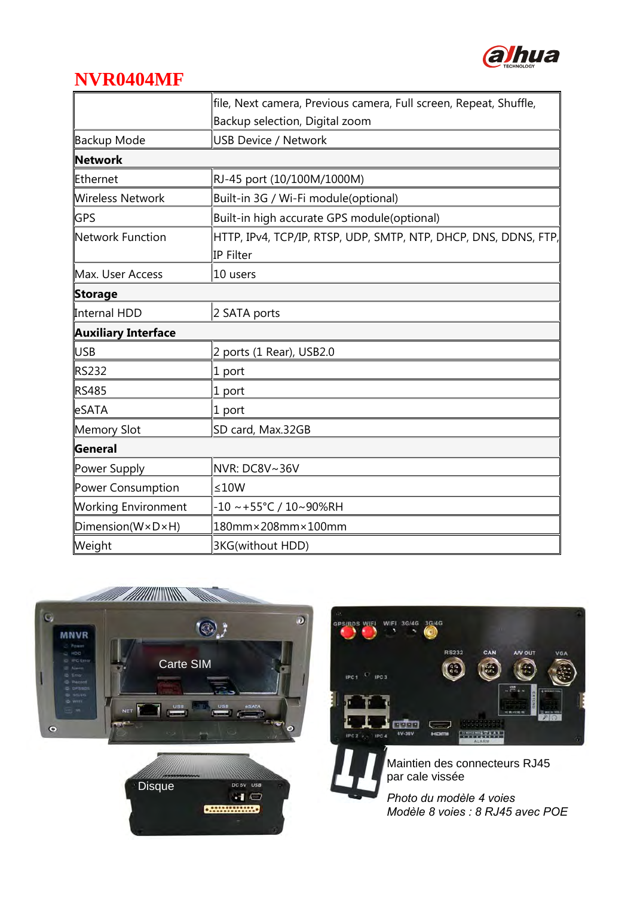# NVR0404MF

| | |
|---|---|
| | file, Next camera, Previous camera, Full screen, Repeat, Shuffle, Backup selection, Digital zoom |
| Backup Mode | USB Device / Network |
| **Network** | |
| Ethernet | RJ-45 port (10/100M/1000M) |
| Wireless Network | Built-in 3G / Wi-Fi module(optional) |
| GPS | Built-in high accurate GPS module(optional) |
| Network Function | HTTP, IPv4, TCP/IP, RTSP, UDP, SMTP, NTP, DHCP, DNS, DDNS, FTP, IP Filter |
| Max. User Access | 10 users |
| **Storage** | |
| Internal HDD | 2 SATA ports |
| **Auxiliary Interface** | |
| USB | 2 ports (1 Rear), USB2.0 |
| RS232 | 1 port |
| RS485 | 1 port |
| eSATA | 1 port |
| Memory Slot | SD card, Max.32GB |
| **General** | |
| Power Supply | NVR: DC8V~36V |
| Power Consumption | ≤10W |
| Working Environment | -10 ~+55°C / 10~90%RH |
| Dimension(W×D×H) | 180mm×208mm×100mm |
| Weight | 3KG(without HDD) |

Carte SIM

Disque

Maintien des connecteurs RJ45
par cale vissée

*Photo du modèle 4 voies*
*Modèle 8 voies : 8 RJ45 avec POE*